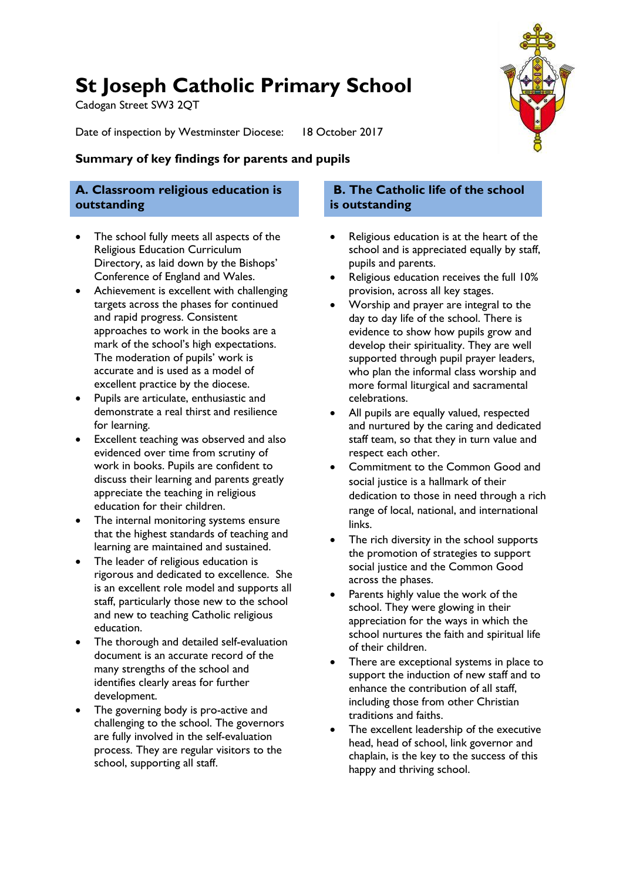# St Joseph Catholic Primary School

Cadogan Street SW3 2QT

Date of inspection by Westminster Diocese: 18 October 2017

## Summary of key findings for parents and pupils

### A. Classroom religious education is outstanding

- The school fully meets all aspects of the Religious Education Curriculum Directory, as laid down by the Bishops' Conference of England and Wales.
- Achievement is excellent with challenging targets across the phases for continued and rapid progress. Consistent approaches to work in the books are a mark of the school's high expectations. The moderation of pupils' work is accurate and is used as a model of excellent practice by the diocese.
- Pupils are articulate, enthusiastic and demonstrate a real thirst and resilience for learning.
- Excellent teaching was observed and also evidenced over time from scrutiny of work in books. Pupils are confident to discuss their learning and parents greatly appreciate the teaching in religious education for their children.
- The internal monitoring systems ensure that the highest standards of teaching and learning are maintained and sustained.
- The leader of religious education is rigorous and dedicated to excellence. She is an excellent role model and supports all staff, particularly those new to the school and new to teaching Catholic religious education.
- The thorough and detailed self-evaluation document is an accurate record of the many strengths of the school and identifies clearly areas for further development.
- The governing body is pro-active and challenging to the school. The governors are fully involved in the self-evaluation process. They are regular visitors to the school, supporting all staff.

### B. The Catholic life of the school is outstanding

- Religious education is at the heart of the school and is appreciated equally by staff, pupils and parents.
- Religious education receives the full 10% provision, across all key stages.
- Worship and prayer are integral to the day to day life of the school. There is evidence to show how pupils grow and develop their spirituality. They are well supported through pupil prayer leaders, who plan the informal class worship and more formal liturgical and sacramental celebrations.
- All pupils are equally valued, respected and nurtured by the caring and dedicated staff team, so that they in turn value and respect each other.
- Commitment to the Common Good and social justice is a hallmark of their dedication to those in need through a rich range of local, national, and international links.
- The rich diversity in the school supports the promotion of strategies to support social justice and the Common Good across the phases.
- Parents highly value the work of the school. They were glowing in their appreciation for the ways in which the school nurtures the faith and spiritual life of their children.
- There are exceptional systems in place to support the induction of new staff and to enhance the contribution of all staff, including those from other Christian traditions and faiths.
- The excellent leadership of the executive head, head of school, link governor and chaplain, is the key to the success of this happy and thriving school.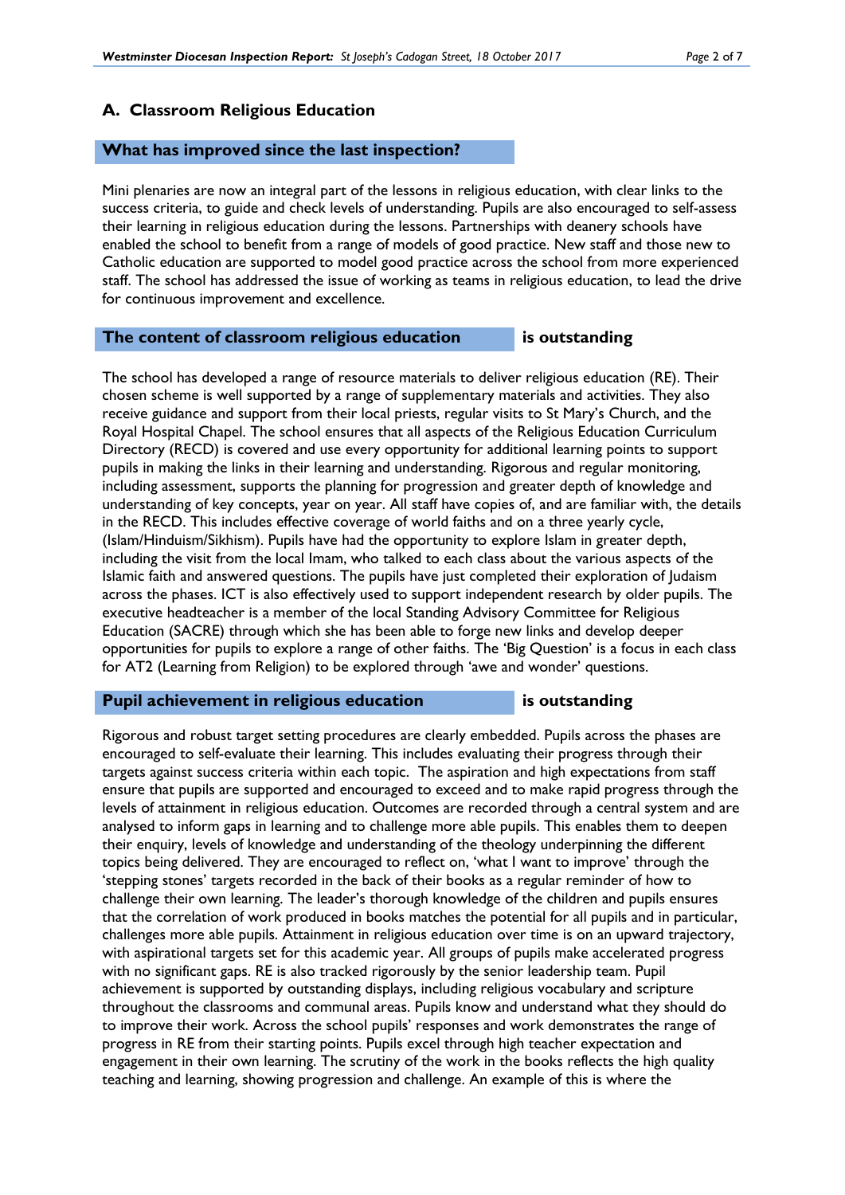## A. Classroom Religious Education

### What has improved since the last inspection?

Mini plenaries are now an integral part of the lessons in religious education, with clear links to the success criteria, to guide and check levels of understanding. Pupils are also encouraged to self-assess their learning in religious education during the lessons. Partnerships with deanery schools have enabled the school to benefit from a range of models of good practice. New staff and those new to Catholic education are supported to model good practice across the school from more experienced staff. The school has addressed the issue of working as teams in religious education, to lead the drive for continuous improvement and excellence.

### The content of classroom religious education — is outstanding

The school has developed a range of resource materials to deliver religious education (RE). Their chosen scheme is well supported by a range of supplementary materials and activities. They also receive guidance and support from their local priests, regular visits to St Mary's Church, and the Royal Hospital Chapel. The school ensures that all aspects of the Religious Education Curriculum Directory (RECD) is covered and use every opportunity for additional learning points to support pupils in making the links in their learning and understanding. Rigorous and regular monitoring, including assessment, supports the planning for progression and greater depth of knowledge and understanding of key concepts, year on year. All staff have copies of, and are familiar with, the details in the RECD. This includes effective coverage of world faiths and on a three yearly cycle, (Islam/Hinduism/Sikhism). Pupils have had the opportunity to explore Islam in greater depth, including the visit from the local Imam, who talked to each class about the various aspects of the Islamic faith and answered questions. The pupils have just completed their exploration of Judaism across the phases. ICT is also effectively used to support independent research by older pupils. The executive headteacher is a member of the local Standing Advisory Committee for Religious Education (SACRE) through which she has been able to forge new links and develop deeper opportunities for pupils to explore a range of other faiths. The 'Big Question' is a focus in each class for AT2 (Learning from Religion) to be explored through 'awe and wonder' questions.

### Pupil achievement in religious education — is outstanding

Rigorous and robust target setting procedures are clearly embedded. Pupils across the phases are encouraged to self-evaluate their learning. This includes evaluating their progress through their targets against success criteria within each topic. The aspiration and high expectations from staff ensure that pupils are supported and encouraged to exceed and to make rapid progress through the levels of attainment in religious education. Outcomes are recorded through a central system and are analysed to inform gaps in learning and to challenge more able pupils. This enables them to deepen their enquiry, levels of knowledge and understanding of the theology underpinning the different topics being delivered. They are encouraged to reflect on, 'what I want to improve' through the 'stepping stones' targets recorded in the back of their books as a regular reminder of how to challenge their own learning. The leader's thorough knowledge of the children and pupils ensures that the correlation of work produced in books matches the potential for all pupils and in particular, challenges more able pupils. Attainment in religious education over time is on an upward trajectory, with aspirational targets set for this academic year. All groups of pupils make accelerated progress with no significant gaps. RE is also tracked rigorously by the senior leadership team. Pupil achievement is supported by outstanding displays, including religious vocabulary and scripture throughout the classrooms and communal areas. Pupils know and understand what they should do to improve their work. Across the school pupils' responses and work demonstrates the range of progress in RE from their starting points. Pupils excel through high teacher expectation and engagement in their own learning. The scrutiny of the work in the books reflects the high quality teaching and learning, showing progression and challenge. An example of this is where the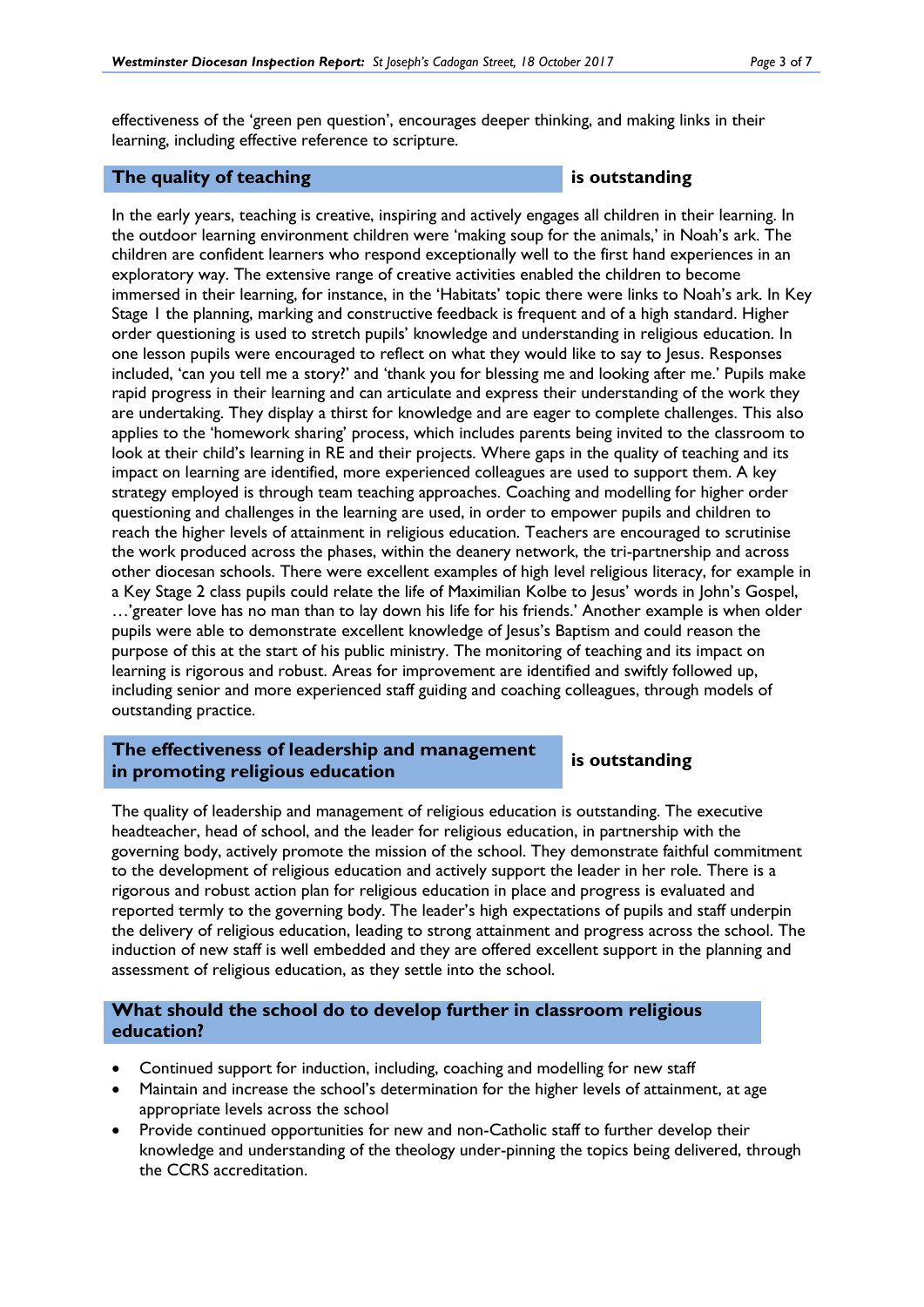effectiveness of the 'green pen question', encourages deeper thinking, and making links in their learning, including effective reference to scripture.

## The quality of teaching — is outstanding

In the early years, teaching is creative, inspiring and actively engages all children in their learning. In the outdoor learning environment children were 'making soup for the animals,' in Noah's ark. The children are confident learners who respond exceptionally well to the first hand experiences in an exploratory way. The extensive range of creative activities enabled the children to become immersed in their learning, for instance, in the 'Habitats' topic there were links to Noah's ark. In Key Stage 1 the planning, marking and constructive feedback is frequent and of a high standard. Higher order questioning is used to stretch pupils' knowledge and understanding in religious education. In one lesson pupils were encouraged to reflect on what they would like to say to Jesus. Responses included, 'can you tell me a story?' and 'thank you for blessing me and looking after me.' Pupils make rapid progress in their learning and can articulate and express their understanding of the work they are undertaking. They display a thirst for knowledge and are eager to complete challenges. This also applies to the 'homework sharing' process, which includes parents being invited to the classroom to look at their child's learning in RE and their projects. Where gaps in the quality of teaching and its impact on learning are identified, more experienced colleagues are used to support them. A key strategy employed is through team teaching approaches. Coaching and modelling for higher order questioning and challenges in the learning are used, in order to empower pupils and children to reach the higher levels of attainment in religious education. Teachers are encouraged to scrutinise the work produced across the phases, within the deanery network, the tri-partnership and across other diocesan schools. There were excellent examples of high level religious literacy, for example in a Key Stage 2 class pupils could relate the life of Maximilian Kolbe to Jesus' words in John's Gospel, …'greater love has no man than to lay down his life for his friends.' Another example is when older pupils were able to demonstrate excellent knowledge of Jesus's Baptism and could reason the purpose of this at the start of his public ministry. The monitoring of teaching and its impact on learning is rigorous and robust. Areas for improvement are identified and swiftly followed up, including senior and more experienced staff guiding and coaching colleagues, through models of outstanding practice.

## The effectiveness of leadership and management in promoting religious education — is outstanding

The quality of leadership and management of religious education is outstanding. The executive headteacher, head of school, and the leader for religious education, in partnership with the governing body, actively promote the mission of the school. They demonstrate faithful commitment to the development of religious education and actively support the leader in her role. There is a rigorous and robust action plan for religious education in place and progress is evaluated and reported termly to the governing body. The leader's high expectations of pupils and staff underpin the delivery of religious education, leading to strong attainment and progress across the school. The induction of new staff is well embedded and they are offered excellent support in the planning and assessment of religious education, as they settle into the school.

## What should the school do to develop further in classroom religious education?

- Continued support for induction, including, coaching and modelling for new staff
- Maintain and increase the school's determination for the higher levels of attainment, at age appropriate levels across the school
- Provide continued opportunities for new and non-Catholic staff to further develop their knowledge and understanding of the theology under-pinning the topics being delivered, through the CCRS accreditation.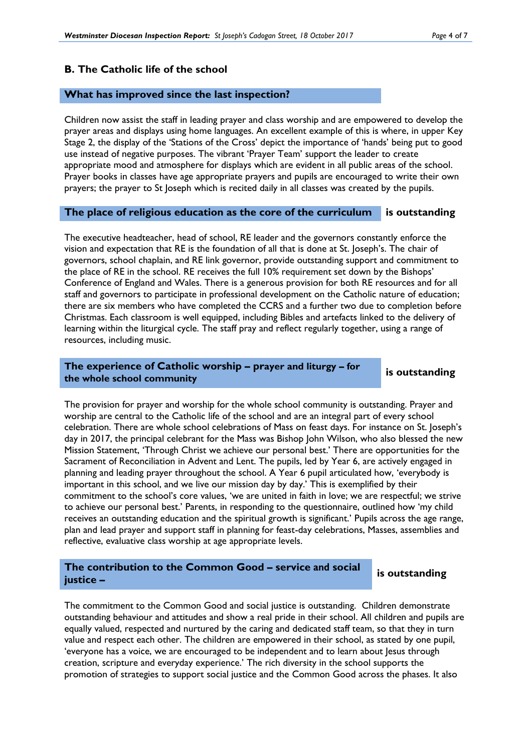## B. The Catholic life of the school

### What has improved since the last inspection?

Children now assist the staff in leading prayer and class worship and are empowered to develop the prayer areas and displays using home languages. An excellent example of this is where, in upper Key Stage 2, the display of the 'Stations of the Cross' depict the importance of 'hands' being put to good use instead of negative purposes. The vibrant 'Prayer Team' support the leader to create appropriate mood and atmosphere for displays which are evident in all public areas of the school. Prayer books in classes have age appropriate prayers and pupils are encouraged to write their own prayers; the prayer to St Joseph which is recited daily in all classes was created by the pupils.

### The place of religious education as the core of the curriculum — is outstanding

The executive headteacher, head of school, RE leader and the governors constantly enforce the vision and expectation that RE is the foundation of all that is done at St. Joseph's. The chair of governors, school chaplain, and RE link governor, provide outstanding support and commitment to the place of RE in the school. RE receives the full 10% requirement set down by the Bishops' Conference of England and Wales. There is a generous provision for both RE resources and for all staff and governors to participate in professional development on the Catholic nature of education; there are six members who have completed the CCRS and a further two due to completion before Christmas. Each classroom is well equipped, including Bibles and artefacts linked to the delivery of learning within the liturgical cycle. The staff pray and reflect regularly together, using a range of resources, including music.

### The experience of Catholic worship – prayer and liturgy – for the whole school community — is outstanding

The provision for prayer and worship for the whole school community is outstanding. Prayer and worship are central to the Catholic life of the school and are an integral part of every school celebration. There are whole school celebrations of Mass on feast days. For instance on St. Joseph's day in 2017, the principal celebrant for the Mass was Bishop John Wilson, who also blessed the new Mission Statement, 'Through Christ we achieve our personal best.' There are opportunities for the Sacrament of Reconciliation in Advent and Lent. The pupils, led by Year 6, are actively engaged in planning and leading prayer throughout the school. A Year 6 pupil articulated how, 'everybody is important in this school, and we live our mission day by day.' This is exemplified by their commitment to the school's core values, 'we are united in faith in love; we are respectful; we strive to achieve our personal best.' Parents, in responding to the questionnaire, outlined how 'my child receives an outstanding education and the spiritual growth is significant.' Pupils across the age range, plan and lead prayer and support staff in planning for feast-day celebrations, Masses, assemblies and reflective, evaluative class worship at age appropriate levels.

### The contribution to the Common Good – service and social justice – — is outstanding

The commitment to the Common Good and social justice is outstanding. Children demonstrate outstanding behaviour and attitudes and show a real pride in their school. All children and pupils are equally valued, respected and nurtured by the caring and dedicated staff team, so that they in turn value and respect each other. The children are empowered in their school, as stated by one pupil, 'everyone has a voice, we are encouraged to be independent and to learn about Jesus through creation, scripture and everyday experience.' The rich diversity in the school supports the promotion of strategies to support social justice and the Common Good across the phases. It also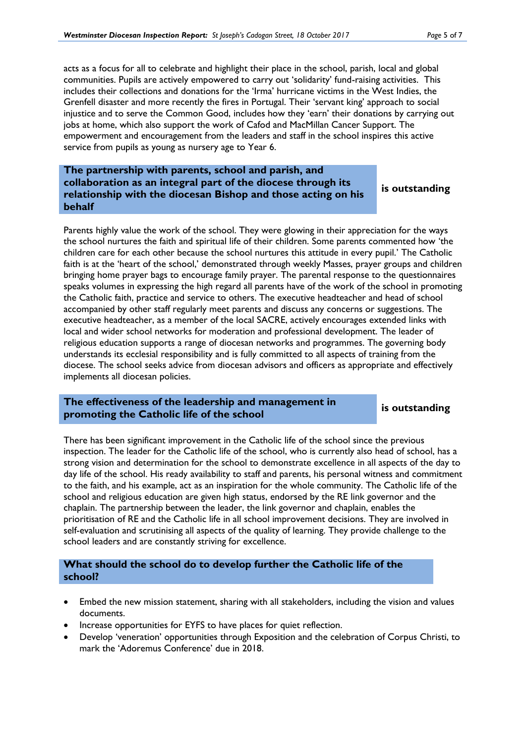acts as a focus for all to celebrate and highlight their place in the school, parish, local and global communities. Pupils are actively empowered to carry out 'solidarity' fund-raising activities. This includes their collections and donations for the 'Irma' hurricane victims in the West Indies, the Grenfell disaster and more recently the fires in Portugal. Their 'servant king' approach to social injustice and to serve the Common Good, includes how they 'earn' their donations by carrying out jobs at home, which also support the work of Cafod and MacMillan Cancer Support. The empowerment and encouragement from the leaders and staff in the school inspires this active service from pupils as young as nursery age to Year 6.

## The partnership with parents, school and parish, and collaboration as an integral part of the diocese through its relationship with the diocesan Bishop and those acting on his behalf — is outstanding

Parents highly value the work of the school. They were glowing in their appreciation for the ways the school nurtures the faith and spiritual life of their children. Some parents commented how 'the children care for each other because the school nurtures this attitude in every pupil.' The Catholic faith is at the 'heart of the school,' demonstrated through weekly Masses, prayer groups and children bringing home prayer bags to encourage family prayer. The parental response to the questionnaires speaks volumes in expressing the high regard all parents have of the work of the school in promoting the Catholic faith, practice and service to others. The executive headteacher and head of school accompanied by other staff regularly meet parents and discuss any concerns or suggestions. The executive headteacher, as a member of the local SACRE, actively encourages extended links with local and wider school networks for moderation and professional development. The leader of religious education supports a range of diocesan networks and programmes. The governing body understands its ecclesial responsibility and is fully committed to all aspects of training from the diocese. The school seeks advice from diocesan advisors and officers as appropriate and effectively implements all diocesan policies.

## The effectiveness of the leadership and management in promoting the Catholic life of the school — is outstanding

There has been significant improvement in the Catholic life of the school since the previous inspection. The leader for the Catholic life of the school, who is currently also head of school, has a strong vision and determination for the school to demonstrate excellence in all aspects of the day to day life of the school. His ready availability to staff and parents, his personal witness and commitment to the faith, and his example, act as an inspiration for the whole community. The Catholic life of the school and religious education are given high status, endorsed by the RE link governor and the chaplain. The partnership between the leader, the link governor and chaplain, enables the prioritisation of RE and the Catholic life in all school improvement decisions. They are involved in self-evaluation and scrutinising all aspects of the quality of learning. They provide challenge to the school leaders and are constantly striving for excellence.

## What should the school do to develop further the Catholic life of the school?

- Embed the new mission statement, sharing with all stakeholders, including the vision and values documents.
- Increase opportunities for EYFS to have places for quiet reflection.
- Develop 'veneration' opportunities through Exposition and the celebration of Corpus Christi, to mark the 'Adoremus Conference' due in 2018.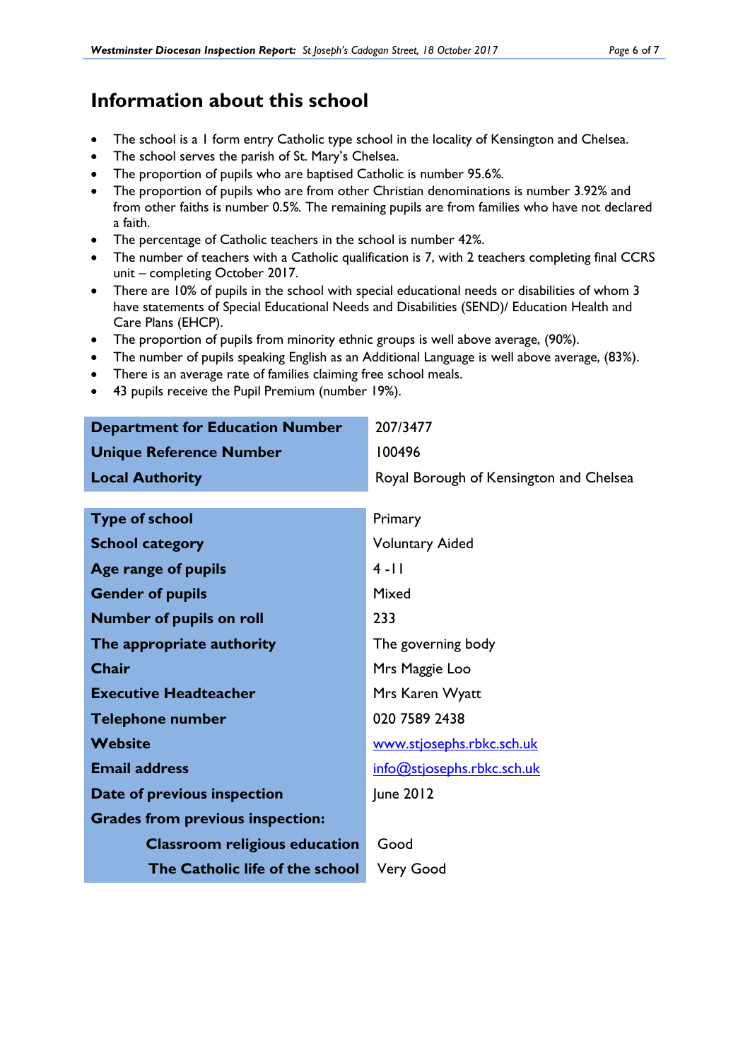# Information about this school

- The school is a 1 form entry Catholic type school in the locality of Kensington and Chelsea.
- The school serves the parish of St. Mary's Chelsea.
- The proportion of pupils who are baptised Catholic is number 95.6%.
- The proportion of pupils who are from other Christian denominations is number 3.92% and from other faiths is number 0.5%. The remaining pupils are from families who have not declared a faith.
- The percentage of Catholic teachers in the school is number 42%.
- The number of teachers with a Catholic qualification is 7, with 2 teachers completing final CCRS unit – completing October 2017.
- There are 10% of pupils in the school with special educational needs or disabilities of whom 3 have statements of Special Educational Needs and Disabilities (SEND)/ Education Health and Care Plans (EHCP).
- The proportion of pupils from minority ethnic groups is well above average, (90%).
- The number of pupils speaking English as an Additional Language is well above average, (83%).
- There is an average rate of families claiming free school meals.
- 43 pupils receive the Pupil Premium (number 19%).

| | |
|---|---|
| **Department for Education Number** | 207/3477 |
| **Unique Reference Number** | 100496 |
| **Local Authority** | Royal Borough of Kensington and Chelsea |

| | |
|---|---|
| **Type of school** | Primary |
| **School category** | Voluntary Aided |
| **Age range of pupils** | 4 -11 |
| **Gender of pupils** | Mixed |
| **Number of pupils on roll** | 233 |
| **The appropriate authority** | The governing body |
| **Chair** | Mrs Maggie Loo |
| **Executive Headteacher** | Mrs Karen Wyatt |
| **Telephone number** | 020 7589 2438 |
| **Website** | www.stjosephs.rbkc.sch.uk |
| **Email address** | info@stjosephs.rbkc.sch.uk |
| **Date of previous inspection** | June 2012 |
| **Grades from previous inspection:** | |
| **Classroom religious education** | Good |
| **The Catholic life of the school** | Very Good |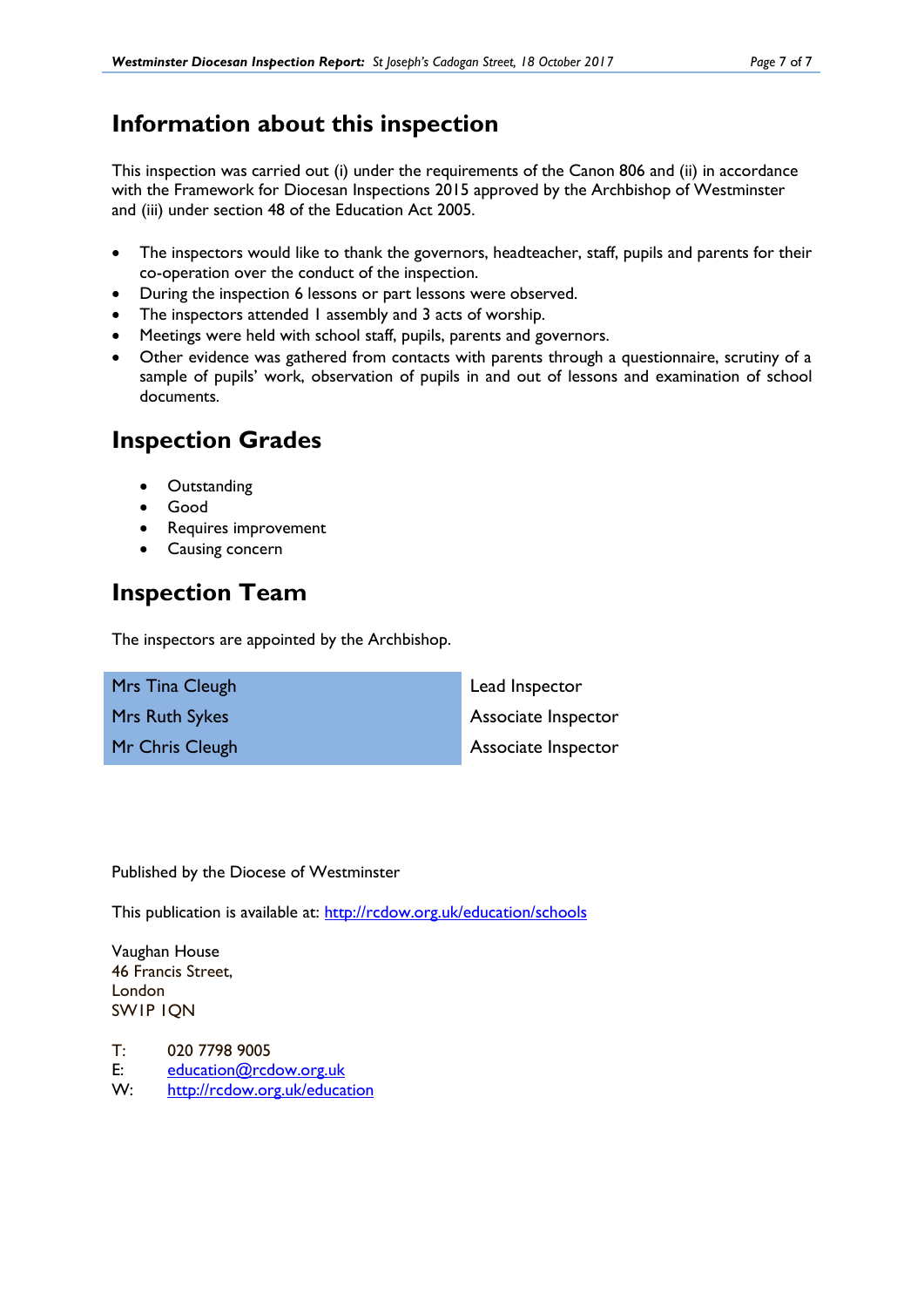## Information about this inspection

This inspection was carried out (i) under the requirements of the Canon 806 and (ii) in accordance with the Framework for Diocesan Inspections 2015 approved by the Archbishop of Westminster and (iii) under section 48 of the Education Act 2005.

- The inspectors would like to thank the governors, headteacher, staff, pupils and parents for their co-operation over the conduct of the inspection.
- During the inspection 6 lessons or part lessons were observed.
- The inspectors attended 1 assembly and 3 acts of worship.
- Meetings were held with school staff, pupils, parents and governors.
- Other evidence was gathered from contacts with parents through a questionnaire, scrutiny of a sample of pupils' work, observation of pupils in and out of lessons and examination of school documents.

## Inspection Grades

- Outstanding
- Good
- Requires improvement
- Causing concern

## Inspection Team

The inspectors are appointed by the Archbishop.

| | |
|---|---|
| Mrs Tina Cleugh | Lead Inspector |
| Mrs Ruth Sykes | Associate Inspector |
| Mr Chris Cleugh | Associate Inspector |

Published by the Diocese of Westminster

This publication is available at: http://rcdow.org.uk/education/schools

Vaughan House
46 Francis Street,
London
SW1P 1QN

T: 020 7798 9005
E: education@rcdow.org.uk
W: http://rcdow.org.uk/education